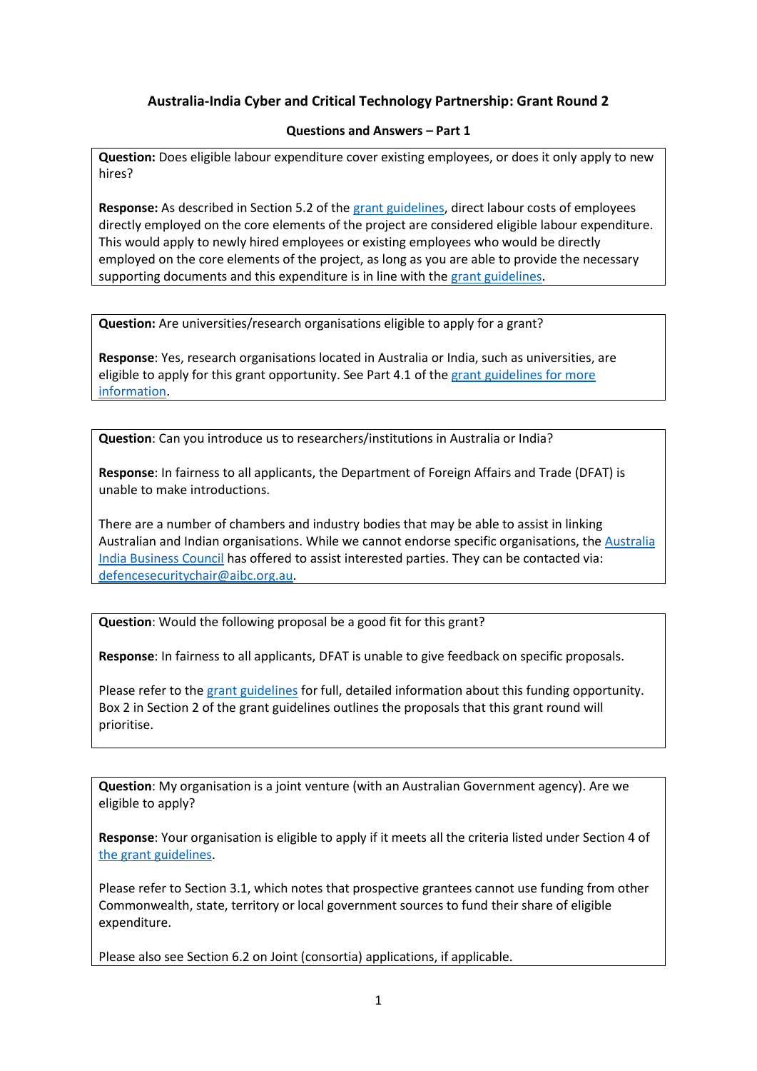# Australia-India Cyber and Critical Technology Partnership: Grant Round 2

## Questions and Answers – Part 1

**Question:** Does eligible labour expenditure cover existing employees, or does it only apply to new hires?

**Response:** As described in Section 5.2 of the grant guidelines, direct labour costs of employees directly employed on the core elements of the project are considered eligible labour expenditure. This would apply to newly hired employees or existing employees who would be directly employed on the core elements of the project, as long as you are able to provide the necessary supporting documents and this expenditure is in line with the grant guidelines.

---

**Question:** Are universities/research organisations eligible to apply for a grant?

**Response**: Yes, research organisations located in Australia or India, such as universities, are eligible to apply for this grant opportunity. See Part 4.1 of the grant guidelines for more information.

---

**Question**: Can you introduce us to researchers/institutions in Australia or India?

**Response**: In fairness to all applicants, the Department of Foreign Affairs and Trade (DFAT) is unable to make introductions.

There are a number of chambers and industry bodies that may be able to assist in linking Australian and Indian organisations. While we cannot endorse specific organisations, the Australia India Business Council has offered to assist interested parties. They can be contacted via: defencesecuritychair@aibc.org.au.

---

**Question**: Would the following proposal be a good fit for this grant?

**Response**: In fairness to all applicants, DFAT is unable to give feedback on specific proposals.

Please refer to the grant guidelines for full, detailed information about this funding opportunity. Box 2 in Section 2 of the grant guidelines outlines the proposals that this grant round will prioritise.

---

**Question**: My organisation is a joint venture (with an Australian Government agency). Are we eligible to apply?

**Response**: Your organisation is eligible to apply if it meets all the criteria listed under Section 4 of the grant guidelines.

Please refer to Section 3.1, which notes that prospective grantees cannot use funding from other Commonwealth, state, territory or local government sources to fund their share of eligible expenditure.

Please also see Section 6.2 on Joint (consortia) applications, if applicable.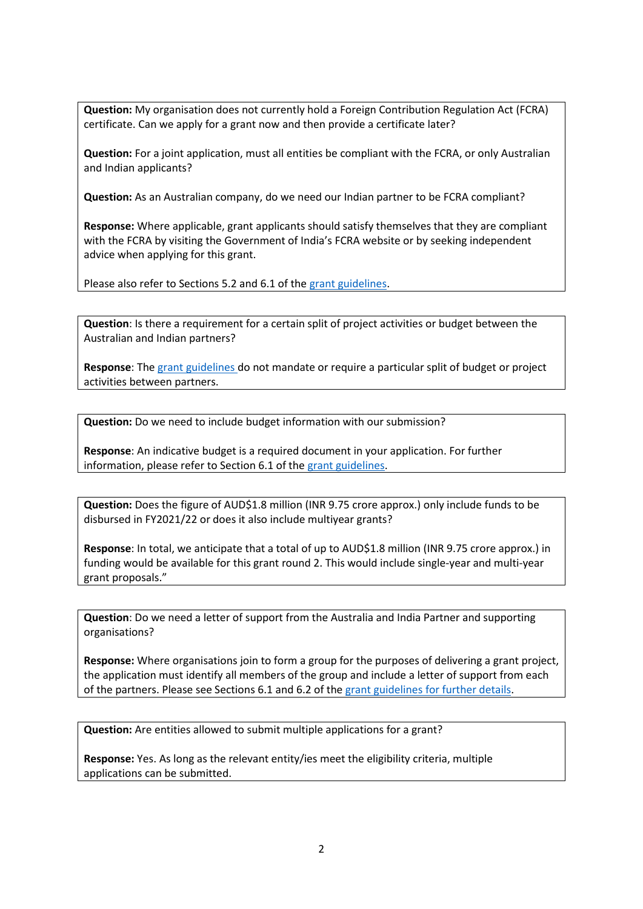**Question:** My organisation does not currently hold a Foreign Contribution Regulation Act (FCRA) certificate. Can we apply for a grant now and then provide a certificate later?

**Question:** For a joint application, must all entities be compliant with the FCRA, or only Australian and Indian applicants?

**Question:** As an Australian company, do we need our Indian partner to be FCRA compliant?

**Response:** Where applicable, grant applicants should satisfy themselves that they are compliant with the FCRA by visiting the Government of India's FCRA website or by seeking independent advice when applying for this grant.

Please also refer to Sections 5.2 and 6.1 of the grant guidelines.

---

**Question**: Is there a requirement for a certain split of project activities or budget between the Australian and Indian partners?

**Response**: The grant guidelines do not mandate or require a particular split of budget or project activities between partners.

---

**Question:** Do we need to include budget information with our submission?

**Response**: An indicative budget is a required document in your application. For further information, please refer to Section 6.1 of the grant guidelines.

---

**Question:** Does the figure of AUD$1.8 million (INR 9.75 crore approx.) only include funds to be disbursed in FY2021/22 or does it also include multiyear grants?

**Response**: In total, we anticipate that a total of up to AUD$1.8 million (INR 9.75 crore approx.) in funding would be available for this grant round 2. This would include single-year and multi-year grant proposals."

---

**Question**: Do we need a letter of support from the Australia and India Partner and supporting organisations?

**Response:** Where organisations join to form a group for the purposes of delivering a grant project, the application must identify all members of the group and include a letter of support from each of the partners. Please see Sections 6.1 and 6.2 of the grant guidelines for further details.

---

**Question:** Are entities allowed to submit multiple applications for a grant?

**Response:** Yes. As long as the relevant entity/ies meet the eligibility criteria, multiple applications can be submitted.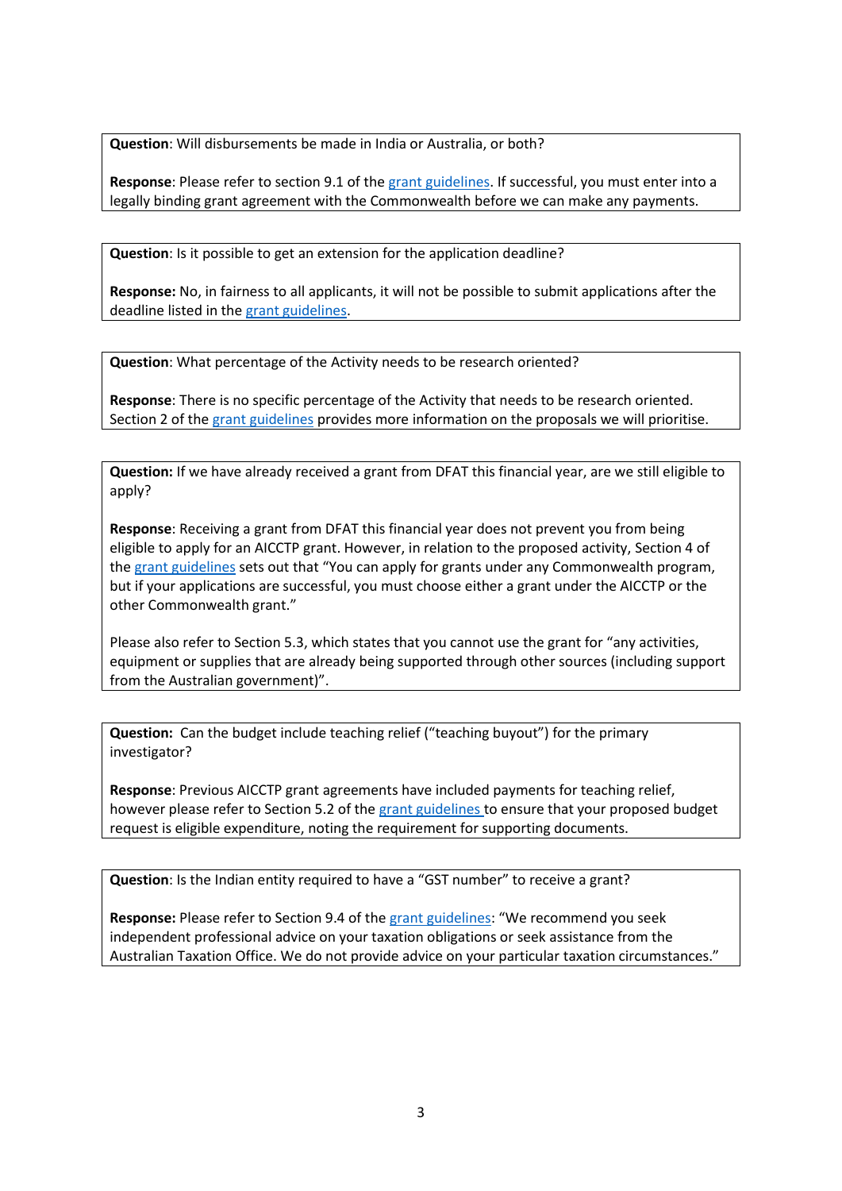**Question**: Will disbursements be made in India or Australia, or both?

**Response**: Please refer to section 9.1 of the grant guidelines. If successful, you must enter into a legally binding grant agreement with the Commonwealth before we can make any payments.

---

**Question**: Is it possible to get an extension for the application deadline?

**Response:** No, in fairness to all applicants, it will not be possible to submit applications after the deadline listed in the grant guidelines.

---

**Question**: What percentage of the Activity needs to be research oriented?

**Response**: There is no specific percentage of the Activity that needs to be research oriented. Section 2 of the grant guidelines provides more information on the proposals we will prioritise.

---

**Question:** If we have already received a grant from DFAT this financial year, are we still eligible to apply?

**Response**: Receiving a grant from DFAT this financial year does not prevent you from being eligible to apply for an AICCTP grant. However, in relation to the proposed activity, Section 4 of the grant guidelines sets out that "You can apply for grants under any Commonwealth program, but if your applications are successful, you must choose either a grant under the AICCTP or the other Commonwealth grant."

Please also refer to Section 5.3, which states that you cannot use the grant for "any activities, equipment or supplies that are already being supported through other sources (including support from the Australian government)".

---

**Question:** Can the budget include teaching relief ("teaching buyout") for the primary investigator?

**Response**: Previous AICCTP grant agreements have included payments for teaching relief, however please refer to Section 5.2 of the grant guidelines to ensure that your proposed budget request is eligible expenditure, noting the requirement for supporting documents.

---

**Question**: Is the Indian entity required to have a "GST number" to receive a grant?

**Response:** Please refer to Section 9.4 of the grant guidelines: "We recommend you seek independent professional advice on your taxation obligations or seek assistance from the Australian Taxation Office. We do not provide advice on your particular taxation circumstances."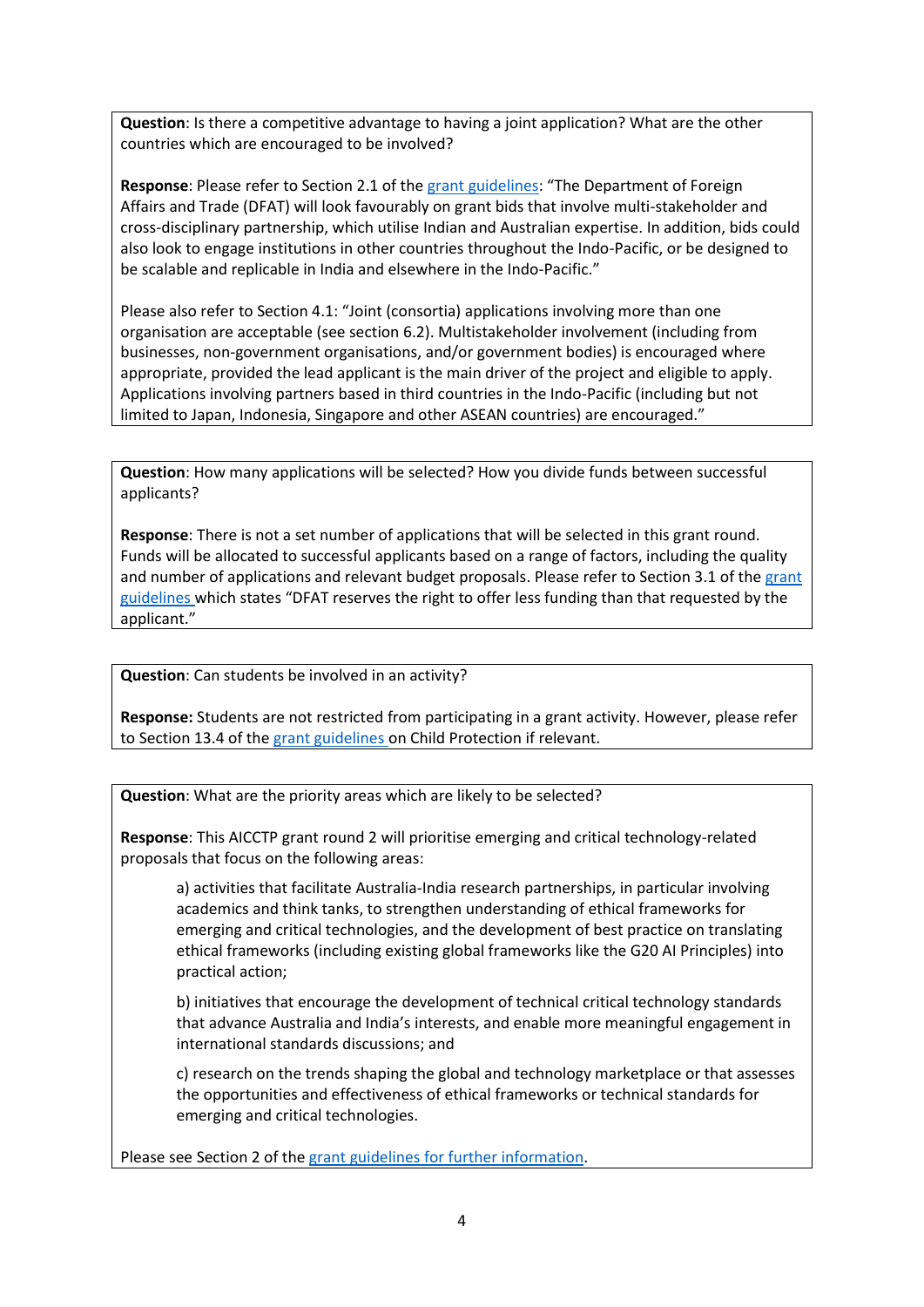**Question**: Is there a competitive advantage to having a joint application? What are the other countries which are encouraged to be involved?

**Response**: Please refer to Section 2.1 of the grant guidelines: "The Department of Foreign Affairs and Trade (DFAT) will look favourably on grant bids that involve multi-stakeholder and cross-disciplinary partnership, which utilise Indian and Australian expertise. In addition, bids could also look to engage institutions in other countries throughout the Indo-Pacific, or be designed to be scalable and replicable in India and elsewhere in the Indo-Pacific."

Please also refer to Section 4.1: "Joint (consortia) applications involving more than one organisation are acceptable (see section 6.2). Multistakeholder involvement (including from businesses, non-government organisations, and/or government bodies) is encouraged where appropriate, provided the lead applicant is the main driver of the project and eligible to apply. Applications involving partners based in third countries in the Indo-Pacific (including but not limited to Japan, Indonesia, Singapore and other ASEAN countries) are encouraged."

---

**Question**: How many applications will be selected? How you divide funds between successful applicants?

**Response**: There is not a set number of applications that will be selected in this grant round. Funds will be allocated to successful applicants based on a range of factors, including the quality and number of applications and relevant budget proposals. Please refer to Section 3.1 of the grant guidelines which states "DFAT reserves the right to offer less funding than that requested by the applicant."

---

**Question**: Can students be involved in an activity?

**Response:** Students are not restricted from participating in a grant activity. However, please refer to Section 13.4 of the grant guidelines on Child Protection if relevant.

---

**Question**: What are the priority areas which are likely to be selected?

**Response**: This AICCTP grant round 2 will prioritise emerging and critical technology-related proposals that focus on the following areas:

a) activities that facilitate Australia-India research partnerships, in particular involving academics and think tanks, to strengthen understanding of ethical frameworks for emerging and critical technologies, and the development of best practice on translating ethical frameworks (including existing global frameworks like the G20 AI Principles) into practical action;

b) initiatives that encourage the development of technical critical technology standards that advance Australia and India's interests, and enable more meaningful engagement in international standards discussions; and

c) research on the trends shaping the global and technology marketplace or that assesses the opportunities and effectiveness of ethical frameworks or technical standards for emerging and critical technologies.

Please see Section 2 of the grant guidelines for further information.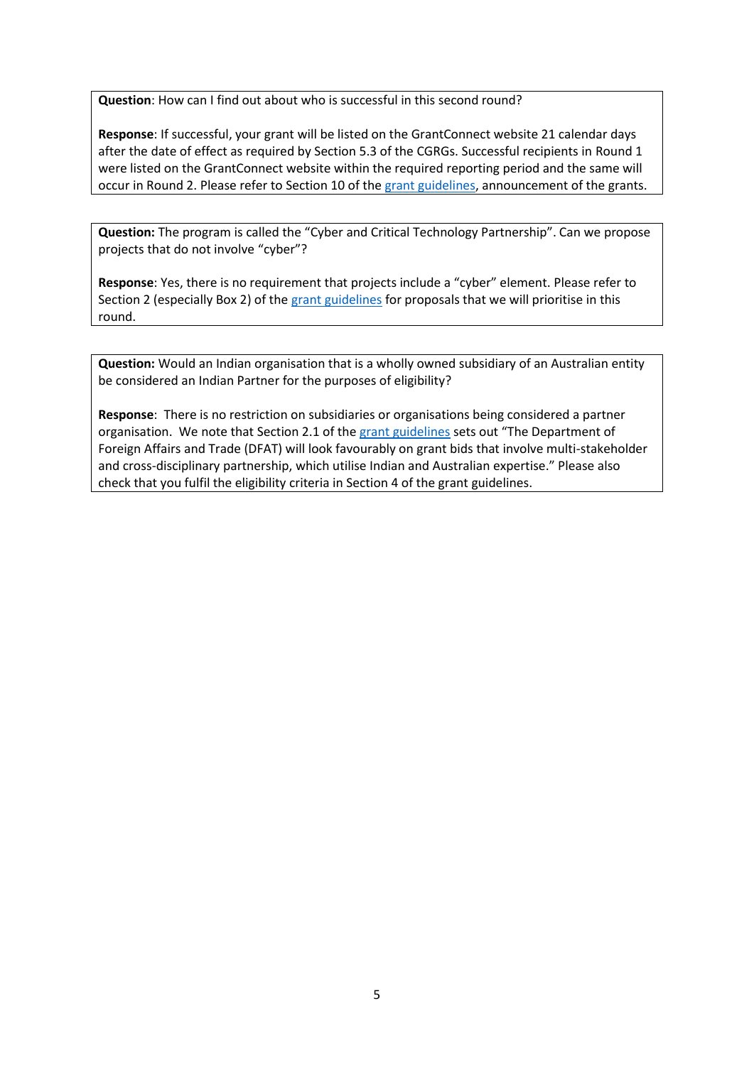**Question**: How can I find out about who is successful in this second round?

**Response**: If successful, your grant will be listed on the GrantConnect website 21 calendar days after the date of effect as required by Section 5.3 of the CGRGs. Successful recipients in Round 1 were listed on the GrantConnect website within the required reporting period and the same will occur in Round 2. Please refer to Section 10 of the grant guidelines, announcement of the grants.

**Question:** The program is called the "Cyber and Critical Technology Partnership". Can we propose projects that do not involve "cyber"?

**Response**: Yes, there is no requirement that projects include a "cyber" element. Please refer to Section 2 (especially Box 2) of the grant guidelines for proposals that we will prioritise in this round.

**Question:** Would an Indian organisation that is a wholly owned subsidiary of an Australian entity be considered an Indian Partner for the purposes of eligibility?

**Response**: There is no restriction on subsidiaries or organisations being considered a partner organisation. We note that Section 2.1 of the grant guidelines sets out "The Department of Foreign Affairs and Trade (DFAT) will look favourably on grant bids that involve multi-stakeholder and cross-disciplinary partnership, which utilise Indian and Australian expertise." Please also check that you fulfil the eligibility criteria in Section 4 of the grant guidelines.